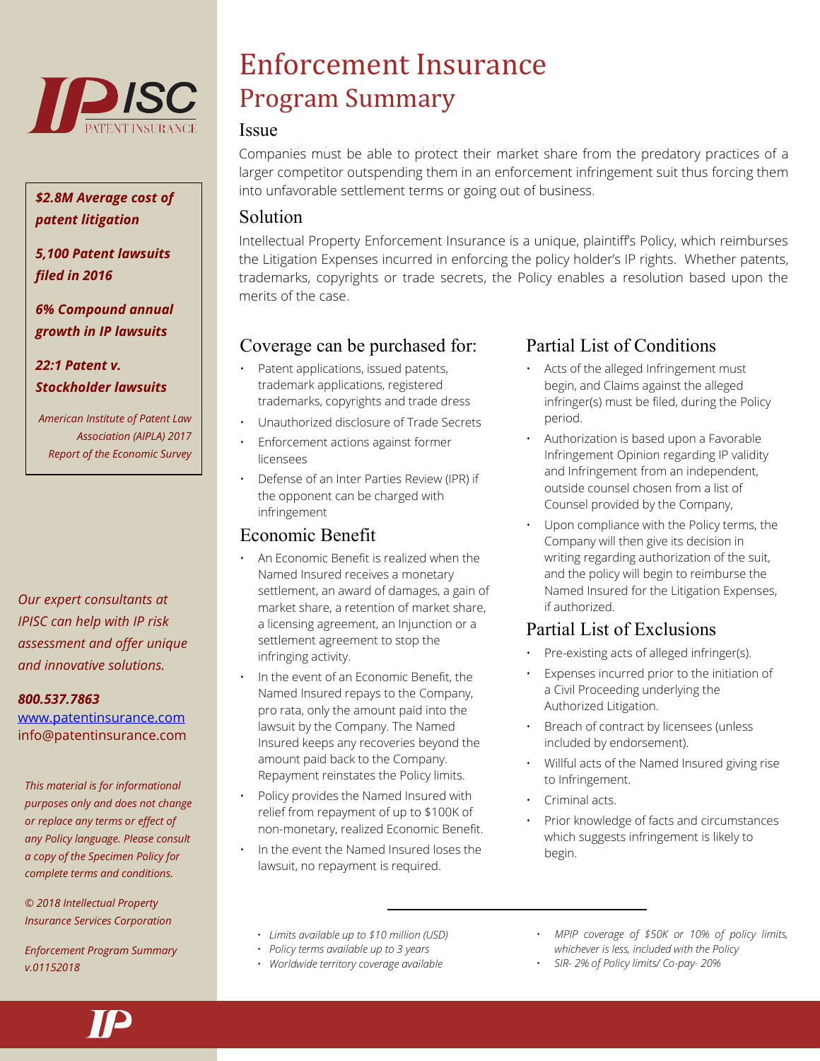# Enforcement Insurance

## Program Summary

### Issue

Companies must be able to protect their market share from the predatory practices of a larger competitor outspending them in an enforcement infringement suit thus forcing them into unfavorable settlement terms or going out of business.

### Solution

Intellectual Property Enforcement Insurance is a unique, plaintiff's Policy, which reimburses the Litigation Expenses incurred in enforcing the policy holder's IP rights. Whether patents, trademarks, copyrights or trade secrets, the Policy enables a resolution based upon the merits of the case.

### Coverage can be purchased for:

- Patent applications, issued patents, trademark applications, registered trademarks, copyrights and trade dress
- Unauthorized disclosure of Trade Secrets
- Enforcement actions against former licensees
- Defense of an Inter Parties Review (IPR) if the opponent can be charged with infringement

### Economic Benefit

- An Economic Benefit is realized when the Named Insured receives a monetary settlement, an award of damages, a gain of market share, a retention of market share, a licensing agreement, an Injunction or a settlement agreement to stop the infringing activity.
- In the event of an Economic Benefit, the Named Insured repays to the Company, pro rata, only the amount paid into the lawsuit by the Company. The Named Insured keeps any recoveries beyond the amount paid back to the Company. Repayment reinstates the Policy limits.
- Policy provides the Named Insured with relief from repayment of up to $100K of non-monetary, realized Economic Benefit.
- In the event the Named Insured loses the lawsuit, no repayment is required.

### Partial List of Conditions

- Acts of the alleged Infringement must begin, and Claims against the alleged infringer(s) must be filed, during the Policy period.
- Authorization is based upon a Favorable Infringement Opinion regarding IP validity and Infringement from an independent, outside counsel chosen from a list of Counsel provided by the Company,
- Upon compliance with the Policy terms, the Company will then give its decision in writing regarding authorization of the suit, and the policy will begin to reimburse the Named Insured for the Litigation Expenses, if authorized.

### Partial List of Exclusions

- Pre-existing acts of alleged infringer(s).
- Expenses incurred prior to the initiation of a Civil Proceeding underlying the Authorized Litigation.
- Breach of contract by licensees (unless included by endorsement).
- Willful acts of the Named Insured giving rise to Infringement.
- Criminal acts.
- Prior knowledge of facts and circumstances which suggests infringement is likely to begin.

---

- *Limits available up to $10 million (USD)*
- *Policy terms available up to 3 years*
- *Worldwide territory coverage available*
- *MPIP coverage of $50K or 10% of policy limits, whichever is less, included with the Policy*
- *SIR- 2% of Policy limits/ Co-pay- 20%*

---

***$2.8M Average cost of patent litigation***

***5,100 Patent lawsuits filed in 2016***

***6% Compound annual growth in IP lawsuits***

***22:1 Patent v. Stockholder lawsuits***

*American Institute of Patent Law Association (AIPLA) 2017 Report of the Economic Survey*

*Our expert consultants at IPISC can help with IP risk assessment and offer unique and innovative solutions.*

***800.537.7863***
www.patentinsurance.com
info@patentinsurance.com

*This material is for informational purposes only and does not change or replace any terms or effect of any Policy language. Please consult a copy of the Specimen Policy for complete terms and conditions.*

*© 2018 Intellectual Property Insurance Services Corporation*

*Enforcement Program Summary v.01152018*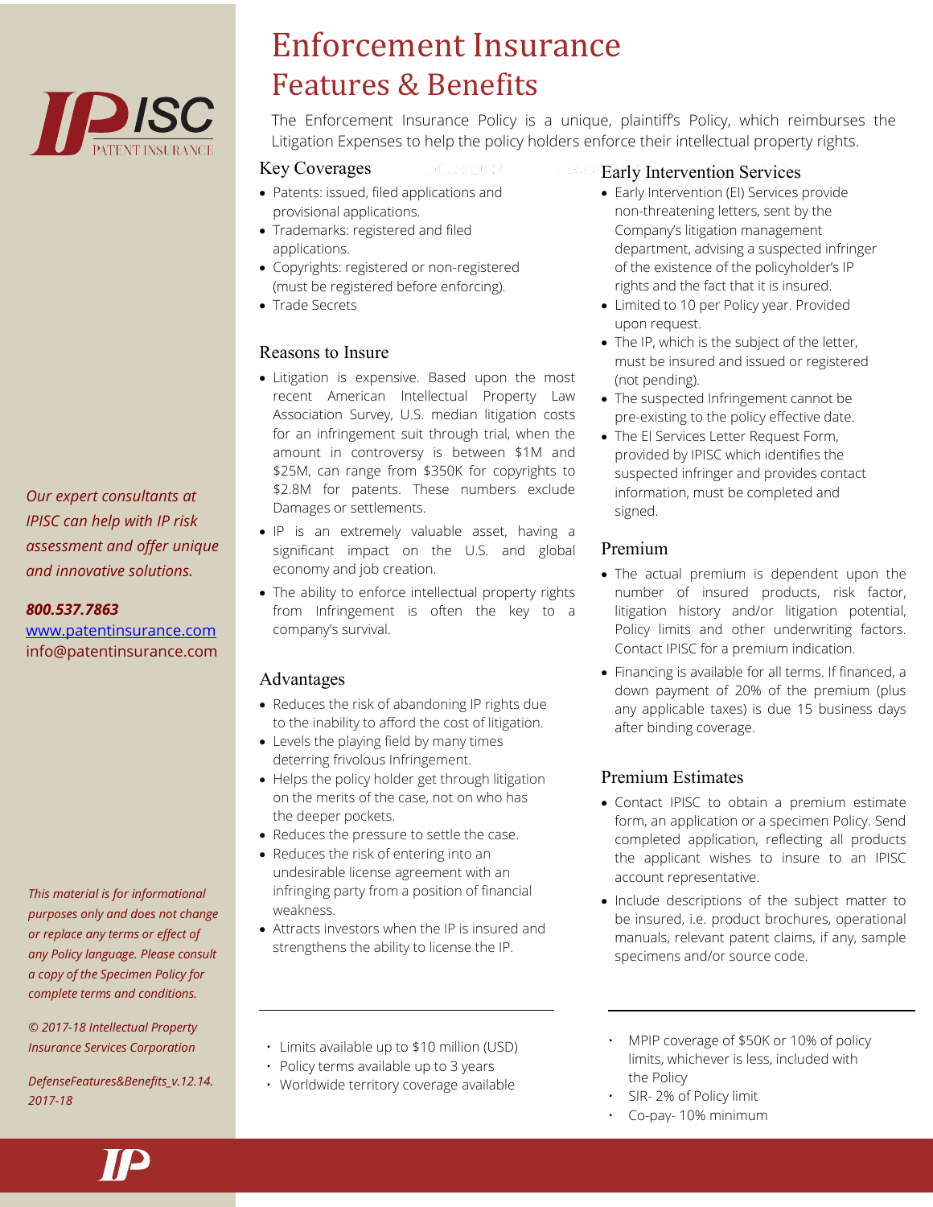# Enforcement Insurance Features & Benefits

The Enforcement Insurance Policy is a unique, plaintiff's Policy, which reimburses the Litigation Expenses to help the policy holders enforce their intellectual property rights.

## Key Coverages

- Patents: issued, filed applications and provisional applications.
- Trademarks: registered and filed applications.
- Copyrights: registered or non-registered (must be registered before enforcing).
- Trade Secrets

## Reasons to Insure

- Litigation is expensive. Based upon the most recent American Intellectual Property Law Association Survey, U.S. median litigation costs for an infringement suit through trial, when the amount in controversy is between $1M and $25M, can range from $350K for copyrights to $2.8M for patents. These numbers exclude Damages or settlements.
- IP is an extremely valuable asset, having a significant impact on the U.S. and global economy and job creation.
- The ability to enforce intellectual property rights from Infringement is often the key to a company's survival.

## Advantages

- Reduces the risk of abandoning IP rights due to the inability to afford the cost of litigation.
- Levels the playing field by many times deterring frivolous Infringement.
- Helps the policy holder get through litigation on the merits of the case, not on who has the deeper pockets.
- Reduces the pressure to settle the case.
- Reduces the risk of entering into an undesirable license agreement with an infringing party from a position of financial weakness.
- Attracts investors when the IP is insured and strengthens the ability to license the IP.

---

- Limits available up to $10 million (USD)
- Policy terms available up to 3 years
- Worldwide territory coverage available

## Early Intervention Services

- Early Intervention (EI) Services provide non-threatening letters, sent by the Company's litigation management department, advising a suspected infringer of the existence of the policyholder's IP rights and the fact that it is insured.
- Limited to 10 per Policy year. Provided upon request.
- The IP, which is the subject of the letter, must be insured and issued or registered (not pending).
- The suspected Infringement cannot be pre-existing to the policy effective date.
- The EI Services Letter Request Form, provided by IPISC which identifies the suspected infringer and provides contact information, must be completed and signed.

## Premium

- The actual premium is dependent upon the number of insured products, risk factor, litigation history and/or litigation potential, Policy limits and other underwriting factors. Contact IPISC for a premium indication.
- Financing is available for all terms. If financed, a down payment of 20% of the premium (plus any applicable taxes) is due 15 business days after binding coverage.

## Premium Estimates

- Contact IPISC to obtain a premium estimate form, an application or a specimen Policy. Send completed application, reflecting all products the applicant wishes to insure to an IPISC account representative.
- Include descriptions of the subject matter to be insured, i.e. product brochures, operational manuals, relevant patent claims, if any, sample specimens and/or source code.

---

- MPIP coverage of $50K or 10% of policy limits, whichever is less, included with the Policy
- SIR- 2% of Policy limit
- Co-pay- 10% minimum

*Our expert consultants at IPISC can help with IP risk assessment and offer unique and innovative solutions.*

***800.537.7863***

www.patentinsurance.com

info@patentinsurance.com

*This material is for informational purposes only and does not change or replace any terms or effect of any Policy language. Please consult a copy of the Specimen Policy for complete terms and conditions.*

*© 2017-18 Intellectual Property Insurance Services Corporation*

*DefenseFeatures&Benefits_v.12.14. 2017-18*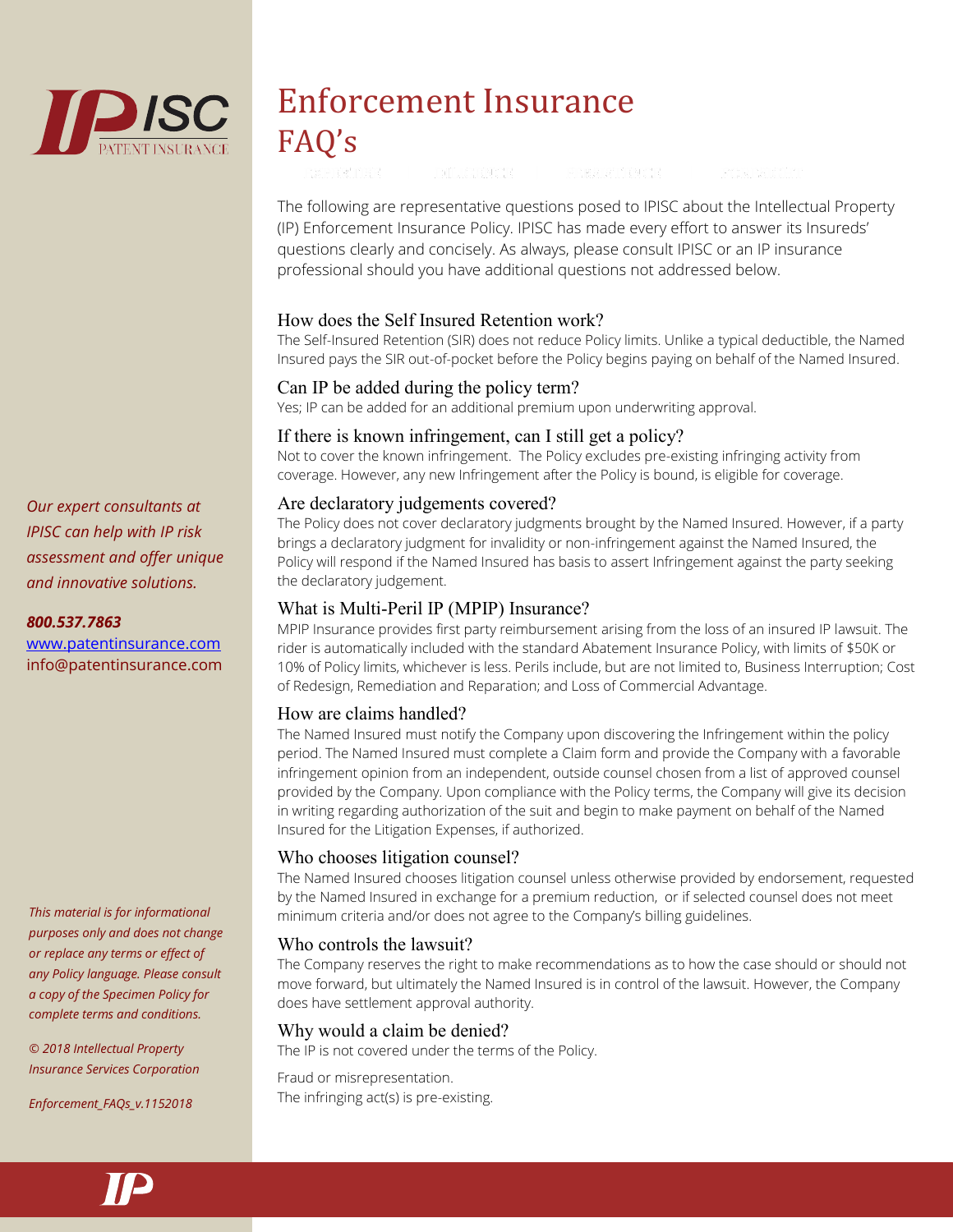# Enforcement Insurance FAQ's

The following are representative questions posed to IPISC about the Intellectual Property (IP) Enforcement Insurance Policy. IPISC has made every effort to answer its Insureds' questions clearly and concisely. As always, please consult IPISC or an IP insurance professional should you have additional questions not addressed below.

### How does the Self Insured Retention work?

The Self-Insured Retention (SIR) does not reduce Policy limits. Unlike a typical deductible, the Named Insured pays the SIR out-of-pocket before the Policy begins paying on behalf of the Named Insured.

### Can IP be added during the policy term?

Yes; IP can be added for an additional premium upon underwriting approval.

### If there is known infringement, can I still get a policy?

Not to cover the known infringement. The Policy excludes pre-existing infringing activity from coverage. However, any new Infringement after the Policy is bound, is eligible for coverage.

### Are declaratory judgements covered?

The Policy does not cover declaratory judgments brought by the Named Insured. However, if a party brings a declaratory judgment for invalidity or non-infringement against the Named Insured, the Policy will respond if the Named Insured has basis to assert Infringement against the party seeking the declaratory judgement.

### What is Multi-Peril IP (MPIP) Insurance?

MPIP Insurance provides first party reimbursement arising from the loss of an insured IP lawsuit. The rider is automatically included with the standard Abatement Insurance Policy, with limits of $50K or 10% of Policy limits, whichever is less. Perils include, but are not limited to, Business Interruption; Cost of Redesign, Remediation and Reparation; and Loss of Commercial Advantage.

### How are claims handled?

The Named Insured must notify the Company upon discovering the Infringement within the policy period. The Named Insured must complete a Claim form and provide the Company with a favorable infringement opinion from an independent, outside counsel chosen from a list of approved counsel provided by the Company. Upon compliance with the Policy terms, the Company will give its decision in writing regarding authorization of the suit and begin to make payment on behalf of the Named Insured for the Litigation Expenses, if authorized.

### Who chooses litigation counsel?

The Named Insured chooses litigation counsel unless otherwise provided by endorsement, requested by the Named Insured in exchange for a premium reduction, or if selected counsel does not meet minimum criteria and/or does not agree to the Company's billing guidelines.

### Who controls the lawsuit?

The Company reserves the right to make recommendations as to how the case should or should not move forward, but ultimately the Named Insured is in control of the lawsuit. However, the Company does have settlement approval authority.

### Why would a claim be denied?

The IP is not covered under the terms of the Policy.

Fraud or misrepresentation.

The infringing act(s) is pre-existing.

*Our expert consultants at IPISC can help with IP risk assessment and offer unique and innovative solutions.*

***800.537.7863***

www.patentinsurance.com

info@patentinsurance.com

*This material is for informational purposes only and does not change or replace any terms or effect of any Policy language. Please consult a copy of the Specimen Policy for complete terms and conditions.*

*© 2018 Intellectual Property Insurance Services Corporation*

*Enforcement_FAQs_v.1152018*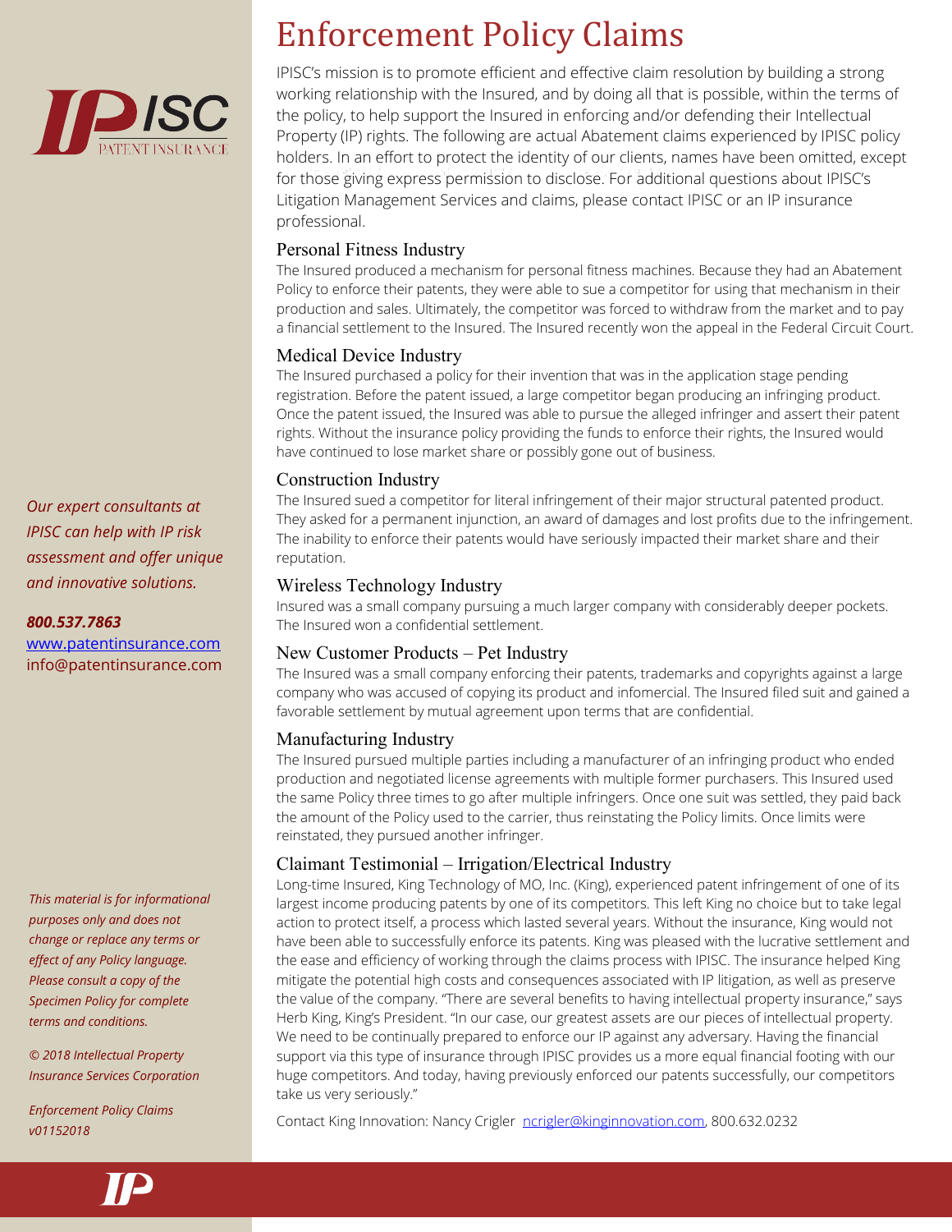# Enforcement Policy Claims

IPISC's mission is to promote efficient and effective claim resolution by building a strong working relationship with the Insured, and by doing all that is possible, within the terms of the policy, to help support the Insured in enforcing and/or defending their Intellectual Property (IP) rights. The following are actual Abatement claims experienced by IPISC policy holders. In an effort to protect the identity of our clients, names have been omitted, except for those giving express permission to disclose. For additional questions about IPISC's Litigation Management Services and claims, please contact IPISC or an IP insurance professional.

## Personal Fitness Industry

The Insured produced a mechanism for personal fitness machines. Because they had an Abatement Policy to enforce their patents, they were able to sue a competitor for using that mechanism in their production and sales. Ultimately, the competitor was forced to withdraw from the market and to pay a financial settlement to the Insured. The Insured recently won the appeal in the Federal Circuit Court.

## Medical Device Industry

The Insured purchased a policy for their invention that was in the application stage pending registration. Before the patent issued, a large competitor began producing an infringing product. Once the patent issued, the Insured was able to pursue the alleged infringer and assert their patent rights. Without the insurance policy providing the funds to enforce their rights, the Insured would have continued to lose market share or possibly gone out of business.

## Construction Industry

The Insured sued a competitor for literal infringement of their major structural patented product. They asked for a permanent injunction, an award of damages and lost profits due to the infringement. The inability to enforce their patents would have seriously impacted their market share and their reputation.

## Wireless Technology Industry

Insured was a small company pursuing a much larger company with considerably deeper pockets. The Insured won a confidential settlement.

## New Customer Products – Pet Industry

The Insured was a small company enforcing their patents, trademarks and copyrights against a large company who was accused of copying its product and infomercial. The Insured filed suit and gained a favorable settlement by mutual agreement upon terms that are confidential.

## Manufacturing Industry

The Insured pursued multiple parties including a manufacturer of an infringing product who ended production and negotiated license agreements with multiple former purchasers. This Insured used the same Policy three times to go after multiple infringers. Once one suit was settled, they paid back the amount of the Policy used to the carrier, thus reinstating the Policy limits. Once limits were reinstated, they pursued another infringer.

## Claimant Testimonial – Irrigation/Electrical Industry

Long-time Insured, King Technology of MO, Inc. (King), experienced patent infringement of one of its largest income producing patents by one of its competitors. This left King no choice but to take legal action to protect itself, a process which lasted several years. Without the insurance, King would not have been able to successfully enforce its patents. King was pleased with the lucrative settlement and the ease and efficiency of working through the claims process with IPISC. The insurance helped King mitigate the potential high costs and consequences associated with IP litigation, as well as preserve the value of the company. "There are several benefits to having intellectual property insurance," says Herb King, King's President. "In our case, our greatest assets are our pieces of intellectual property. We need to be continually prepared to enforce our IP against any adversary. Having the financial support via this type of insurance through IPISC provides us a more equal financial footing with our huge competitors. And today, having previously enforced our patents successfully, our competitors take us very seriously."

Contact King Innovation: Nancy Crigler ncrigler@kinginnovation.com, 800.632.0232

*Our expert consultants at IPISC can help with IP risk assessment and offer unique and innovative solutions.*

***800.537.7863***

www.patentinsurance.com

info@patentinsurance.com

*This material is for informational purposes only and does not change or replace any terms or effect of any Policy language. Please consult a copy of the Specimen Policy for complete terms and conditions.*

*© 2018 Intellectual Property Insurance Services Corporation*

*Enforcement Policy Claims v01152018*